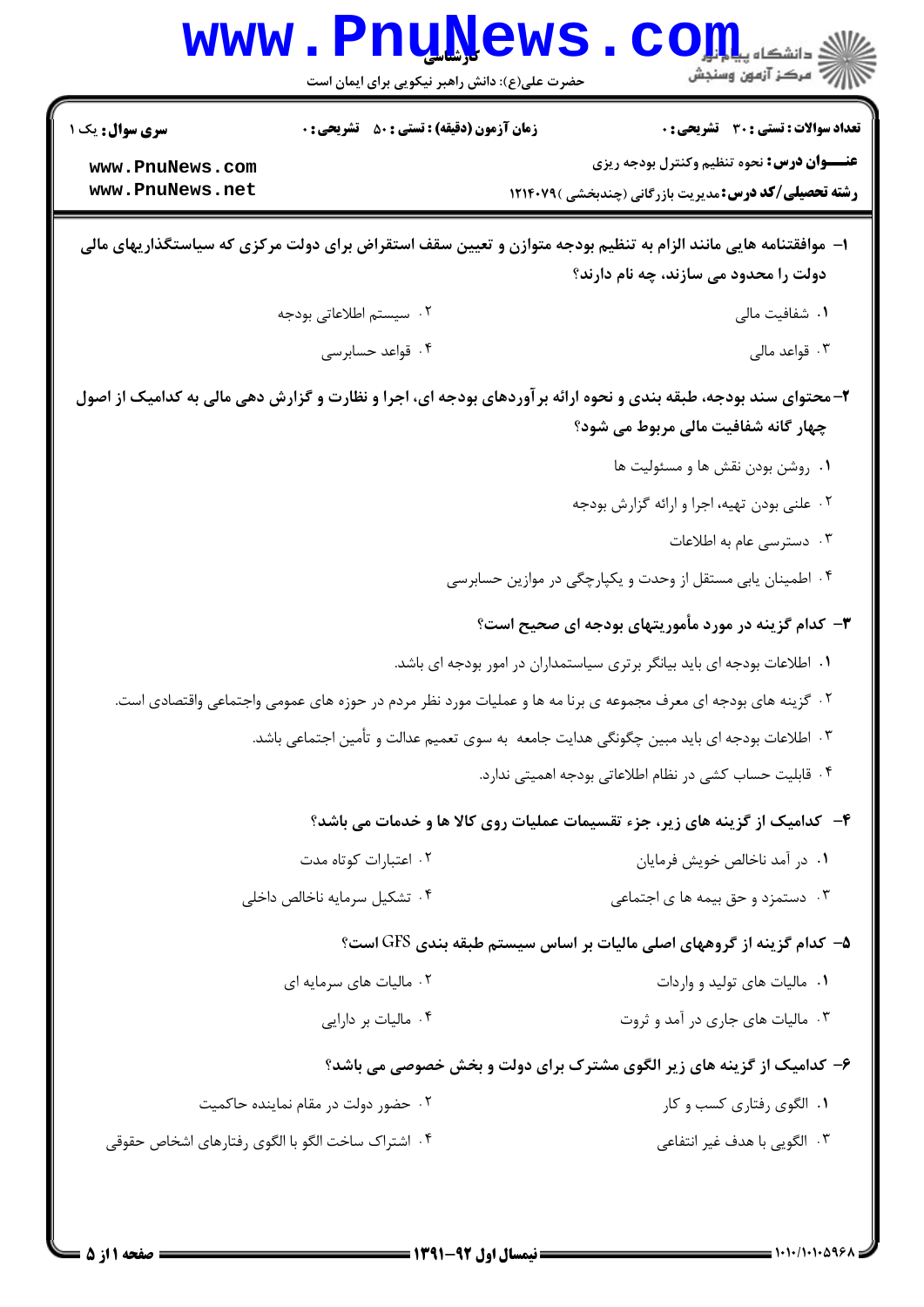کارشناسی

حضرت علی(ع): دانش راهبر نیکویی برای ایمان است

**سری سوال:** یک ۱

**زمان آزمون (دقیقه) : تستی : ۵۰ تشریحی : ۰**

**تعداد سوالات : تستی : ۳۰ تشریحی : ۰**

**عنـــوان درس:** نحوه تنظیم وکنترل بودجه ریزی

**رشته تحصیلی/کد درس:** مدیریت بازرگانی (چندبخشی )۱۲۱۴۰۷۹

**۱- موافقتنامه هایی مانند الزام به تنظیم بودجه متوازن و تعیین سقف استقراض برای دولت مرکزی که سیاستگذاریهای مالی دولت را محدود می سازند، چه نام دارند؟**

۱. شفافیت مالی

۲. سیستم اطلاعاتی بودجه

۳. قواعد مالی

۴. قواعد حسابرسی

**۲- محتوای سند بودجه، طبقه بندی و نحوه ارائه برآوردهای بودجه ای، اجرا و نظارت و گزارش دهی مالی به کدامیک از اصول چهار گانه شفافیت مالی مربوط می شود؟**

۱. روشن بودن نقش ها و مسئولیت ها

۲. علنی بودن تهیه، اجرا و ارائه گزارش بودجه

۳. دسترسی عام به اطلاعات

۴. اطمینان یابی مستقل از وحدت و یکپارچگی در موازین حسابرسی

**۳- کدام گزینه در مورد مأموریتهای بودجه ای صحیح است؟**

۱. اطلاعات بودجه ای باید بیانگر برتری سیاستمداران در امور بودجه ای باشد.

۲. گزینه های بودجه ای معرف مجموعه ی برنا مه ها و عملیات مورد نظر مردم در حوزه های عمومی واجتماعی واقتصادی است.

۳. اطلاعات بودجه ای باید مبین چگونگی هدایت جامعه به سوی تعمیم عدالت و تأمین اجتماعی باشد.

۴. قابلیت حساب کشی در نظام اطلاعاتی بودجه اهمیتی ندارد.

**۴- کدامیک از گزینه های زیر، جزء تقسیمات عملیات روی کالا ها و خدمات می باشد؟**

۱. در آمد ناخالص خویش فرمایان

۲. اعتبارات کوتاه مدت

۳. دستمزد و حق بیمه ها ی اجتماعی

۴. تشکیل سرمایه ناخالص داخلی

**۵- کدام گزینه از گروههای اصلی مالیات بر اساس سیستم طبقه بندی GFS است؟**

۱. مالیات های تولید و واردات

۲. مالیات های سرمایه ای

۳. مالیات های جاری در آمد و ثروت

۴. مالیات بر دارایی

**۶- کدامیک از گزینه های زیر الگوی مشترک برای دولت و بخش خصوصی می باشد؟**

۱. الگوی رفتاری کسب و کار

۲. حضور دولت در مقام نماینده حاکمیت

۳. الگویی با هدف غیر انتفاعی

۴. اشتراک ساخت الگو با الگوی رفتارهای اشخاص حقوقی

نیمسال اول ۹۲-۱۳۹۱

۱۰۱۰/۱۰۱۰۵۹۶۸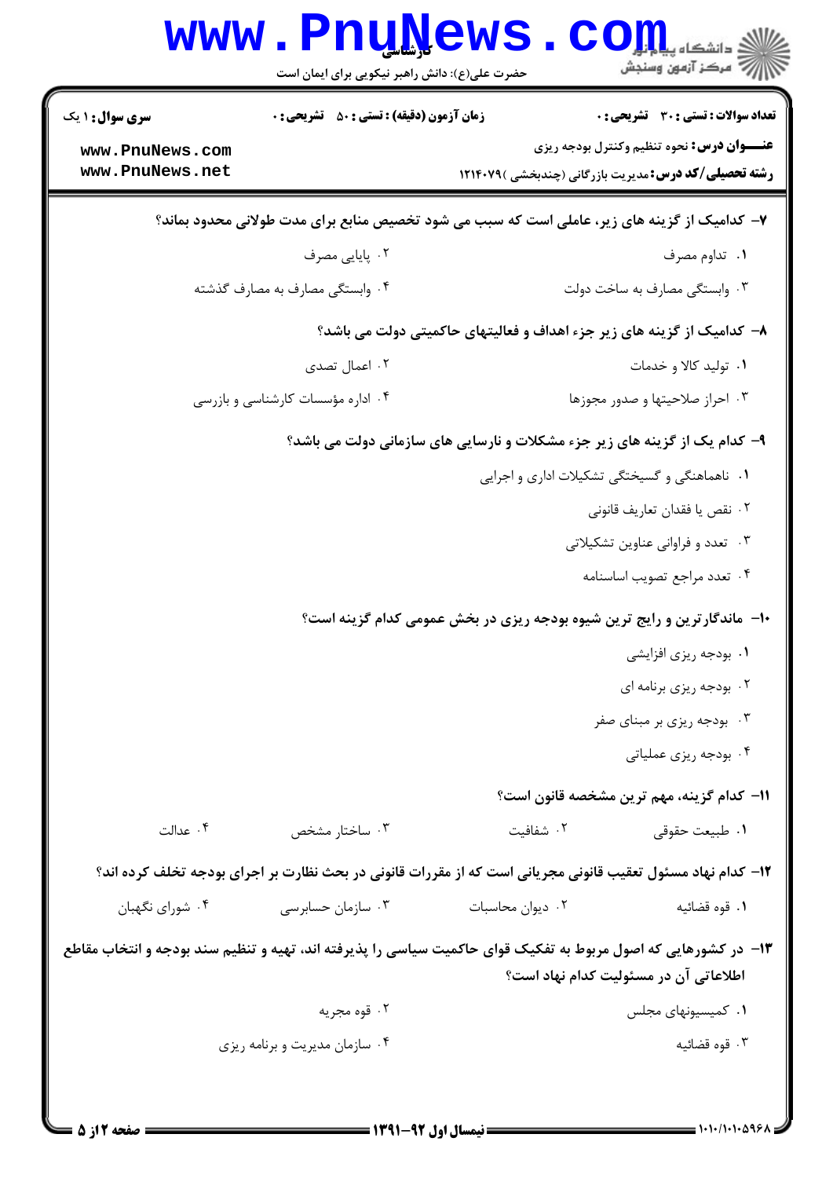**سری سوال:** ۱ یک | **زمان آزمون (دقیقه):** تستی: ۵۰ تشریحی: ۰ | **تعداد سوالات:** تستی: ۳۰ تشریحی: ۰

**عنـــوان درس:** نحوه تنظیم وکنترل بودجه ریزی

**رشته تحصیلی/کد درس:** مدیریت بازرگانی (چندبخشی )۱۲۱۴۰۷۹

۷- کدامیک از گزینه های زیر، عاملی است که سبب می شود تخصیص منابع برای مدت طولانی محدود بماند؟

۱. تداوم مصرف

۲. پایایی مصرف

۳. وابستگی مصارف به ساخت دولت

۴. وابستگی مصارف به مصارف گذشته

۸- کدامیک از گزینه های زیر جزء اهداف و فعالیتهای حاکمیتی دولت می باشد؟

۱. تولید کالا و خدمات

۲. اعمال تصدی

۳. احراز صلاحیتها و صدور مجوزها

۴. اداره مؤسسات کارشناسی و بازرسی

۹- کدام یک از گزینه های زیر جزء مشکلات و نارسایی های سازمانی دولت می باشد؟

۱. ناهماهنگی و گسیختگی تشکیلات اداری و اجرایی

۲. نقص یا فقدان تعاریف قانونی

۳. تعدد و فراوانی عناوین تشکیلاتی

۴. تعدد مراجع تصویب اساسنامه

۱۰- ماندگارترین و رایج ترین شیوه بودجه ریزی در بخش عمومی کدام گزینه است؟

۱. بودجه ریزی افزایشی

۲. بودجه ریزی برنامه ای

۳. بودجه ریزی بر مبنای صفر

۴. بودجه ریزی عملیاتی

۱۱- کدام گزینه، مهم ترین مشخصه قانون است؟

۱. طبیعت حقوقی

۲. شفافیت

۳. ساختار مشخص

۴. عدالت

۱۲- کدام نهاد مسئول تعقیب قانونی مجریانی است که از مقررات قانونی در بحث نظارت بر اجرای بودجه تخلف کرده اند؟

۱. قوه قضائیه

۲. دیوان محاسبات

۳. سازمان حسابرسی

۴. شورای نگهبان

۱۳- در کشورهایی که اصول مربوط به تفکیک قوای حاکمیت سیاسی را پذیرفته اند، تهیه و تنظیم سند بودجه و انتخاب مقاطع اطلاعاتی آن در مسئولیت کدام نهاد است؟

۱. کمیسیونهای مجلس

۲. قوه مجریه

۳. قوه قضائیه

۴. سازمان مدیریت و برنامه ریزی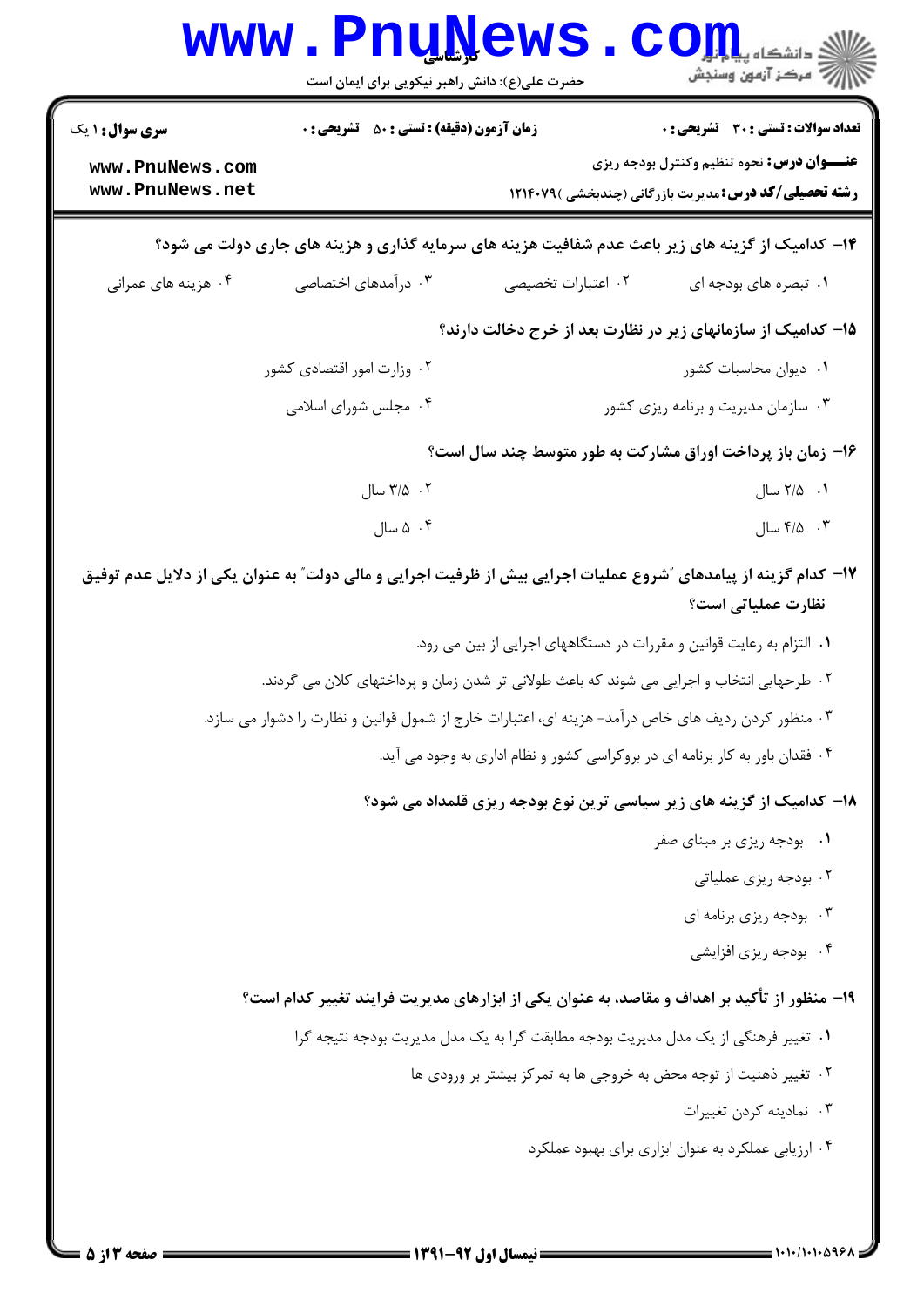**سری سوال:** ۱ یک

**زمان آزمون (دقیقه) : تستی :** ۵۰ **تشریحی :** ۰

**تعداد سوالات : تستی :** ۳۰ **تشریحی :** ۰

**عنـــوان درس:** نحوه تنظیم وکنترل بودجه ریزی

**رشته تحصیلی/کد درس:** مدیریت بازرگانی (چندبخشی )۱۲۱۴۰۷۹

۱۴- کدامیک از گزینه های زیر باعث عدم شفافیت هزینه های سرمایه گذاری و هزینه های جاری دولت می شود؟

۱. تبصره های بودجه ای
۲. اعتبارات تخصیصی
۳. درآمدهای اختصاصی
۴. هزینه های عمرانی

۱۵- کدامیک از سازمانهای زیر در نظارت بعد از خرج دخالت دارند؟

۱. دیوان محاسبات کشور
۲. وزارت امور اقتصادی کشور
۳. سازمان مدیریت و برنامه ریزی کشور
۴. مجلس شورای اسلامی

۱۶- زمان باز پرداخت اوراق مشارکت به طور متوسط چند سال است؟

۱. ۲/۵ سال
۲. ۳/۵ سال
۳. ۴/۵ سال
۴. ۵ سال

۱۷- کدام گزینه از پیامدهای "شروع عملیات اجرایی بیش از ظرفیت اجرایی و مالی دولت" به عنوان یکی از دلایل عدم توفیق نظارت عملیاتی است؟

۱. التزام به رعایت قوانین و مقررات در دستگاههای اجرایی از بین می رود.
۲. طرحهایی انتخاب و اجرایی می شوند که باعث طولانی تر شدن زمان و پرداختهای کلان می گردند.
۳. منظور کردن ردیف های خاص درآمد- هزینه ای، اعتبارات خارج از شمول قوانین و نظارت را دشوار می سازد.
۴. فقدان باور به کار برنامه ای در بروکراسی کشور و نظام اداری به وجود می آید.

۱۸- کدامیک از گزینه های زیر سیاسی ترین نوع بودجه ریزی قلمداد می شود؟

۱. بودجه ریزی بر مبنای صفر
۲. بودجه ریزی عملیاتی
۳. بودجه ریزی برنامه ای
۴. بودجه ریزی افزایشی

۱۹- منظور از تأکید بر اهداف و مقاصد، به عنوان یکی از ابزارهای مدیریت فرایند تغییر کدام است؟

۱. تغییر فرهنگی از یک مدل مدیریت بودجه مطابقت گرا به یک مدل مدیریت بودجه نتیجه گرا
۲. تغییر ذهنیت از توجه محض به خروجی ها به تمرکز بیشتر بر ورودی ها
۳. نمادینه کردن تغییرات
۴. ارزیابی عملکرد به عنوان ابزاری برای بهبود عملکرد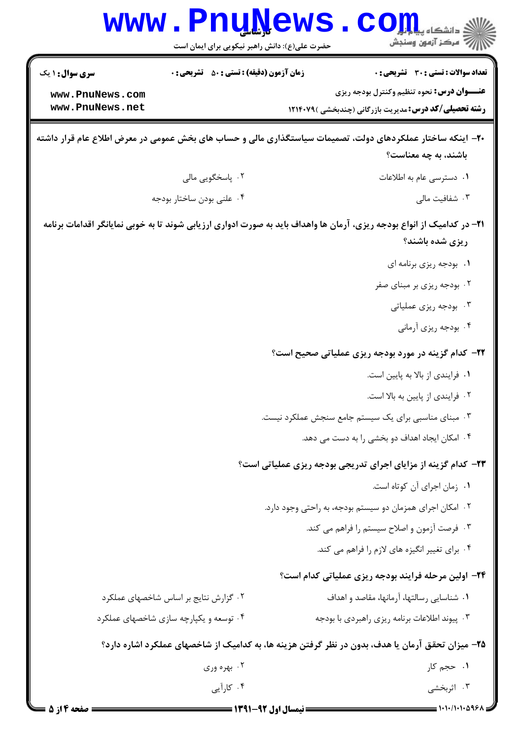**۲۰- اینکه ساختار عملکردهای دولت، تصمیمات سیاستگذاری مالی و حساب های بخش عمومی در معرض اطلاع عام قرار داشته باشند، به چه معناست؟**

۱. دسترسی عام به اطلاعات

۲. پاسخگویی مالی

۳. شفافیت مالی

۴. علنی بودن ساختار بودجه

**۲۱- در کدامیک از انواع بودجه ریزی، آرمان ها واهداف باید به صورت ادواری ارزیابی شوند تا به خوبی نمایانگر اقدامات برنامه ریزی شده باشند؟**

۱. بودجه ریزی برنامه ای

۲. بودجه ریزی بر مبنای صفر

۳. بودجه ریزی عملیاتی

۴. بودجه ریزی آرمانی

**۲۲- کدام گزینه در مورد بودجه ریزی عملیاتی صحیح است؟**

۱. فرایندی از بالا به پایین است.

۲. فرایندی از پایین به بالا است.

۳. مبنای مناسبی برای یک سیستم جامع سنجش عملکرد نیست.

۴. امکان ایجاد اهداف دو بخشی را به دست می دهد.

**۲۳- کدام گزینه از مزایای اجرای تدریجی بودجه ریزی عملیاتی است؟**

۱. زمان اجرای آن کوتاه است.

۲. امکان اجرای همزمان دو سیستم بودجه، به راحتی وجود دارد.

۳. فرصت آزمون و اصلاح سیستم را فراهم می کند.

۴. برای تغییر انگیزه های لازم را فراهم می کند.

**۲۴- اولین مرحله فرایند بودجه ریزی عملیاتی کدام است؟**

۱. شناسایی رسالتها، آرمانها، مقاصد و اهداف

۲. گزارش نتایج بر اساس شاخصهای عملکرد

۳. پیوند اطلاعات برنامه ریزی راهبردی با بودجه

۴. توسعه و یکپارچه سازی شاخصهای عملکرد

**۲۵- میزان تحقق آرمان یا هدف، بدون در نظر گرفتن هزینه ها، به کدامیک از شاخصهای عملکرد اشاره دارد؟**

۱. حجم کار

۲. بهره وری

۳. اثربخشی

۴. کارآیی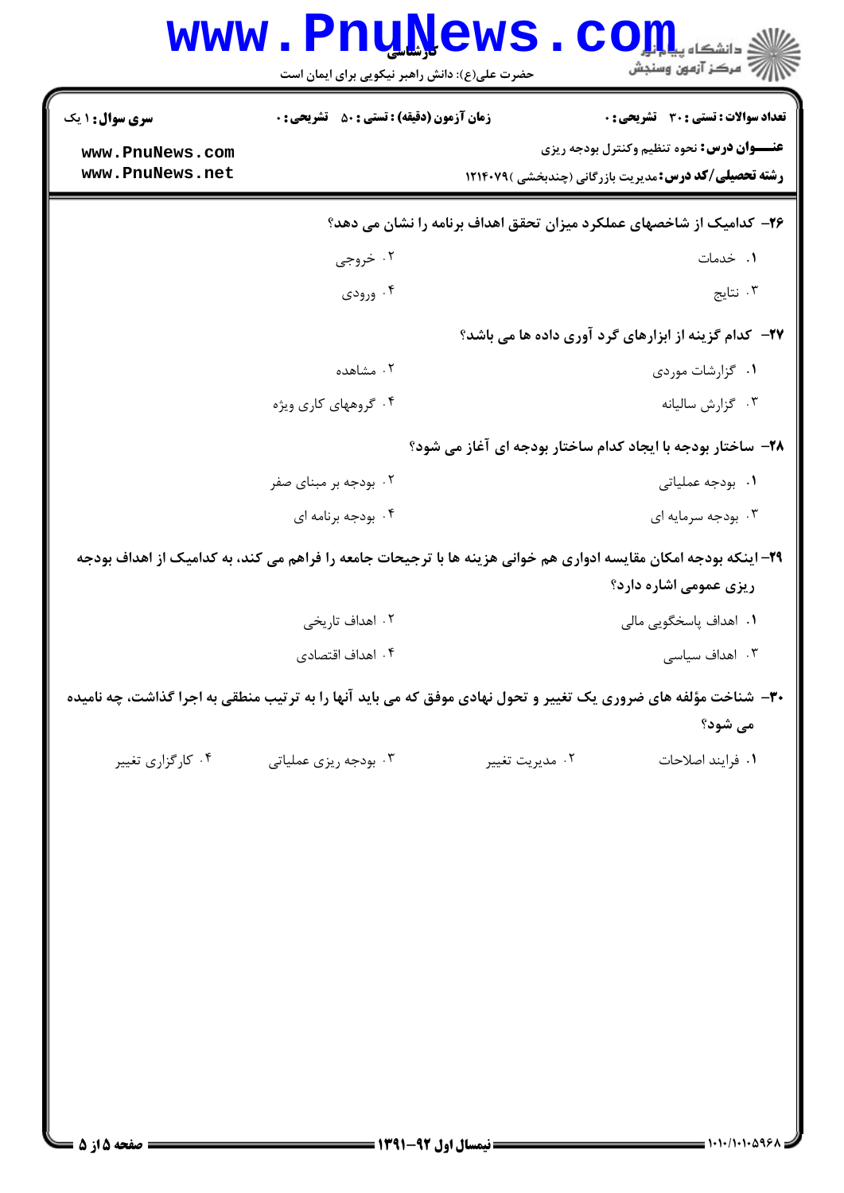۲۶- کدامیک از شاخصهای عملکرد میزان تحقق اهداف برنامه را نشان می دهد؟

۱. خدمات

۲. خروجی

۳. نتایج

۴. ورودی

۲۷- کدام گزینه از ابزارهای گرد آوری داده ها می باشد؟

۱. گزارشات موردی

۲. مشاهده

۳. گزارش سالیانه

۴. گروههای کاری ویژه

۲۸- ساختار بودجه با ایجاد کدام ساختار بودجه ای آغاز می شود؟

۱. بودجه عملیاتی

۲. بودجه بر مبنای صفر

۳. بودجه سرمایه ای

۴. بودجه برنامه ای

۲۹- اینکه بودجه امکان مقایسه ادواری هم خوانی هزینه ها با ترجیحات جامعه را فراهم می کند، به کدامیک از اهداف بودجه ریزی عمومی اشاره دارد؟

۱. اهداف پاسخگویی مالی

۲. اهداف تاریخی

۳. اهداف سیاسی

۴. اهداف اقتصادی

۳۰- شناخت مؤلفه های ضروری یک تغییر و تحول نهادی موفق که می باید آنها را به ترتیب منطقی به اجرا گذاشت، چه نامیده می شود؟

۱. فرایند اصلاحات

۲. مدیریت تغییر

۳. بودجه ریزی عملیاتی

۴. کارگزاری تغییر